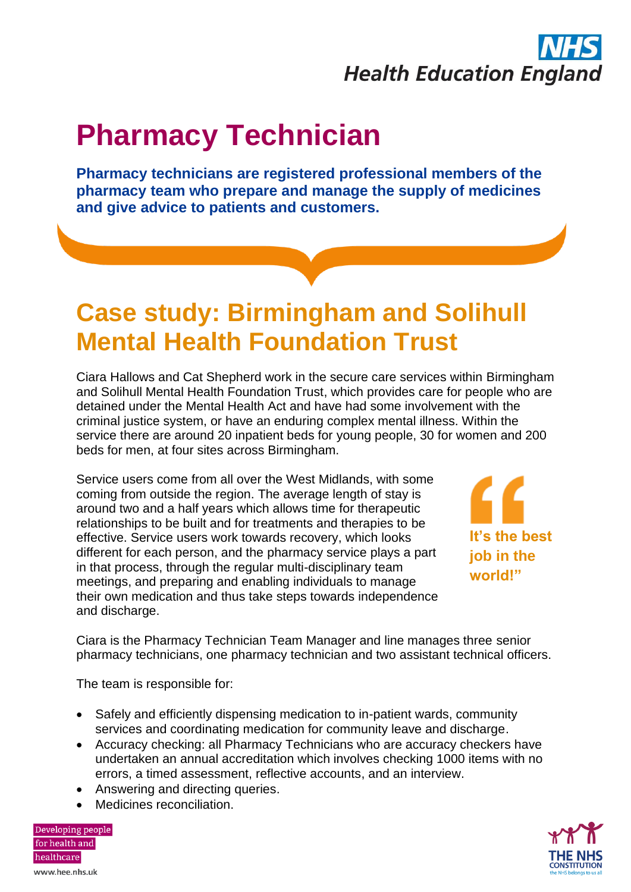# Pharmacy Technician

**Pharmacy technicians are registered professional members of the pharmacy team who prepare and manage the supply of medicines and give advice to patients and customers.**

## Case study: Birmingham and Solihull Mental Health Foundation Trust

Ciara Hallows and Cat Shepherd work in the secure care services within Birmingham and Solihull Mental Health Foundation Trust, which provides care for people who are detained under the Mental Health Act and have had some involvement with the criminal justice system, or have an enduring complex mental illness. Within the service there are around 20 inpatient beds for young people, 30 for women and 200 beds for men, at four sites across Birmingham.

Service users come from all over the West Midlands, with some coming from outside the region. The average length of stay is around two and a half years which allows time for therapeutic relationships to be built and for treatments and therapies to be effective. Service users work towards recovery, which looks different for each person, and the pharmacy service plays a part in that process, through the regular multi-disciplinary team meetings, and preparing and enabling individuals to manage their own medication and thus take steps towards independence and discharge.

> **"It's the best job in the world!"**

Ciara is the Pharmacy Technician Team Manager and line manages three senior pharmacy technicians, one pharmacy technician and two assistant technical officers.

The team is responsible for:

- Safely and efficiently dispensing medication to in-patient wards, community services and coordinating medication for community leave and discharge.
- Accuracy checking: all Pharmacy Technicians who are accuracy checkers have undertaken an annual accreditation which involves checking 1000 items with no errors, a timed assessment, reflective accounts, and an interview.
- Answering and directing queries.
- Medicines reconciliation.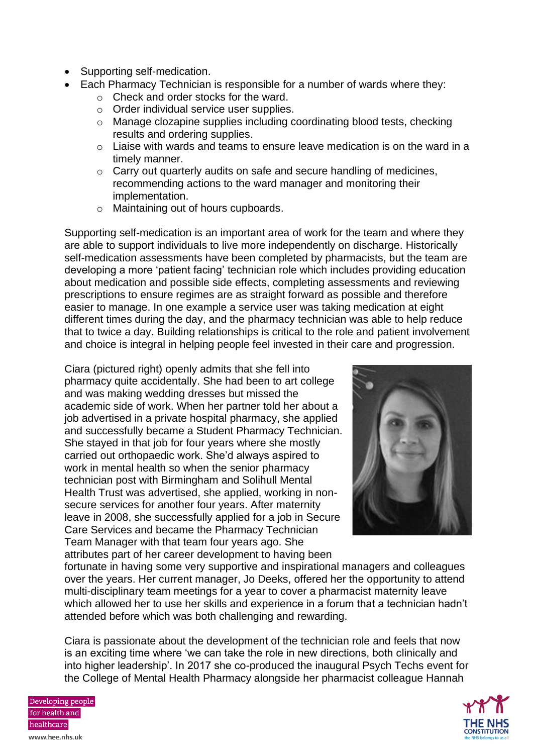- Supporting self-medication.
- Each Pharmacy Technician is responsible for a number of wards where they:
  - Check and order stocks for the ward.
  - Order individual service user supplies.
  - Manage clozapine supplies including coordinating blood tests, checking results and ordering supplies.
  - Liaise with wards and teams to ensure leave medication is on the ward in a timely manner.
  - Carry out quarterly audits on safe and secure handling of medicines, recommending actions to the ward manager and monitoring their implementation.
  - Maintaining out of hours cupboards.

Supporting self-medication is an important area of work for the team and where they are able to support individuals to live more independently on discharge. Historically self-medication assessments have been completed by pharmacists, but the team are developing a more 'patient facing' technician role which includes providing education about medication and possible side effects, completing assessments and reviewing prescriptions to ensure regimes are as straight forward as possible and therefore easier to manage. In one example a service user was taking medication at eight different times during the day, and the pharmacy technician was able to help reduce that to twice a day. Building relationships is critical to the role and patient involvement and choice is integral in helping people feel invested in their care and progression.

Ciara (pictured right) openly admits that she fell into pharmacy quite accidentally. She had been to art college and was making wedding dresses but missed the academic side of work. When her partner told her about a job advertised in a private hospital pharmacy, she applied and successfully became a Student Pharmacy Technician. She stayed in that job for four years where she mostly carried out orthopaedic work. She'd always aspired to work in mental health so when the senior pharmacy technician post with Birmingham and Solihull Mental Health Trust was advertised, she applied, working in non-secure services for another four years. After maternity leave in 2008, she successfully applied for a job in Secure Care Services and became the Pharmacy Technician Team Manager with that team four years ago. She attributes part of her career development to having been fortunate in having some very supportive and inspirational managers and colleagues over the years. Her current manager, Jo Deeks, offered her the opportunity to attend multi-disciplinary team meetings for a year to cover a pharmacist maternity leave which allowed her to use her skills and experience in a forum that a technician hadn't attended before which was both challenging and rewarding.

Ciara is passionate about the development of the technician role and feels that now is an exciting time where 'we can take the role in new directions, both clinically and into higher leadership'. In 2017 she co-produced the inaugural Psych Techs event for the College of Mental Health Pharmacy alongside her pharmacist colleague Hannah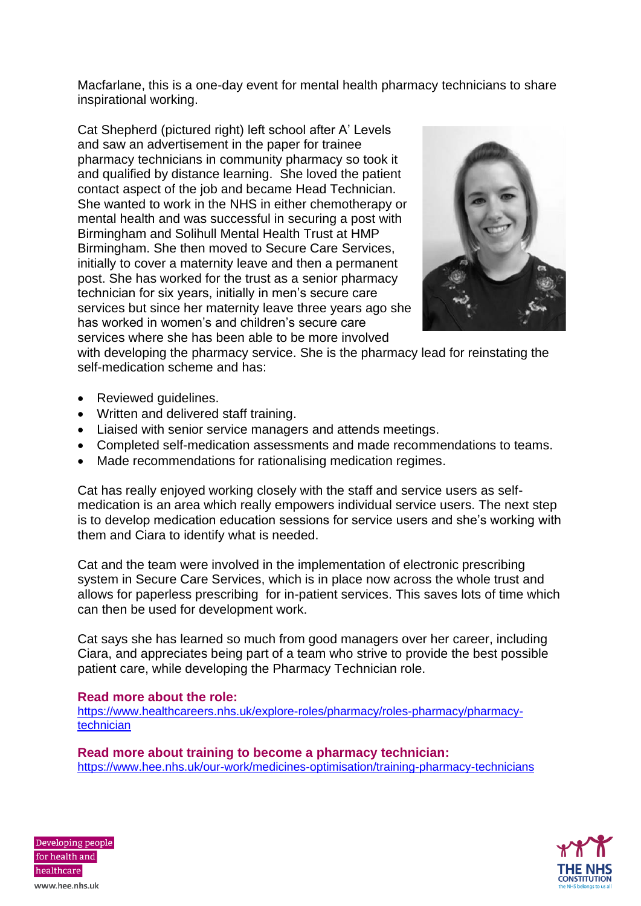Macfarlane, this is a one-day event for mental health pharmacy technicians to share inspirational working.

Cat Shepherd (pictured right) left school after A' Levels and saw an advertisement in the paper for trainee pharmacy technicians in community pharmacy so took it and qualified by distance learning. She loved the patient contact aspect of the job and became Head Technician. She wanted to work in the NHS in either chemotherapy or mental health and was successful in securing a post with Birmingham and Solihull Mental Health Trust at HMP Birmingham. She then moved to Secure Care Services, initially to cover a maternity leave and then a permanent post. She has worked for the trust as a senior pharmacy technician for six years, initially in men's secure care services but since her maternity leave three years ago she has worked in women's and children's secure care services where she has been able to be more involved with developing the pharmacy service. She is the pharmacy lead for reinstating the self-medication scheme and has:

- Reviewed guidelines.
- Written and delivered staff training.
- Liaised with senior service managers and attends meetings.
- Completed self-medication assessments and made recommendations to teams.
- Made recommendations for rationalising medication regimes.

Cat has really enjoyed working closely with the staff and service users as self-medication is an area which really empowers individual service users. The next step is to develop medication education sessions for service users and she's working with them and Ciara to identify what is needed.

Cat and the team were involved in the implementation of electronic prescribing system in Secure Care Services, which is in place now across the whole trust and allows for paperless prescribing for in-patient services. This saves lots of time which can then be used for development work.

Cat says she has learned so much from good managers over her career, including Ciara, and appreciates being part of a team who strive to provide the best possible patient care, while developing the Pharmacy Technician role.

**Read more about the role:**
https://www.healthcareers.nhs.uk/explore-roles/pharmacy/roles-pharmacy/pharmacy-technician

**Read more about training to become a pharmacy technician:**
https://www.hee.nhs.uk/our-work/medicines-optimisation/training-pharmacy-technicians